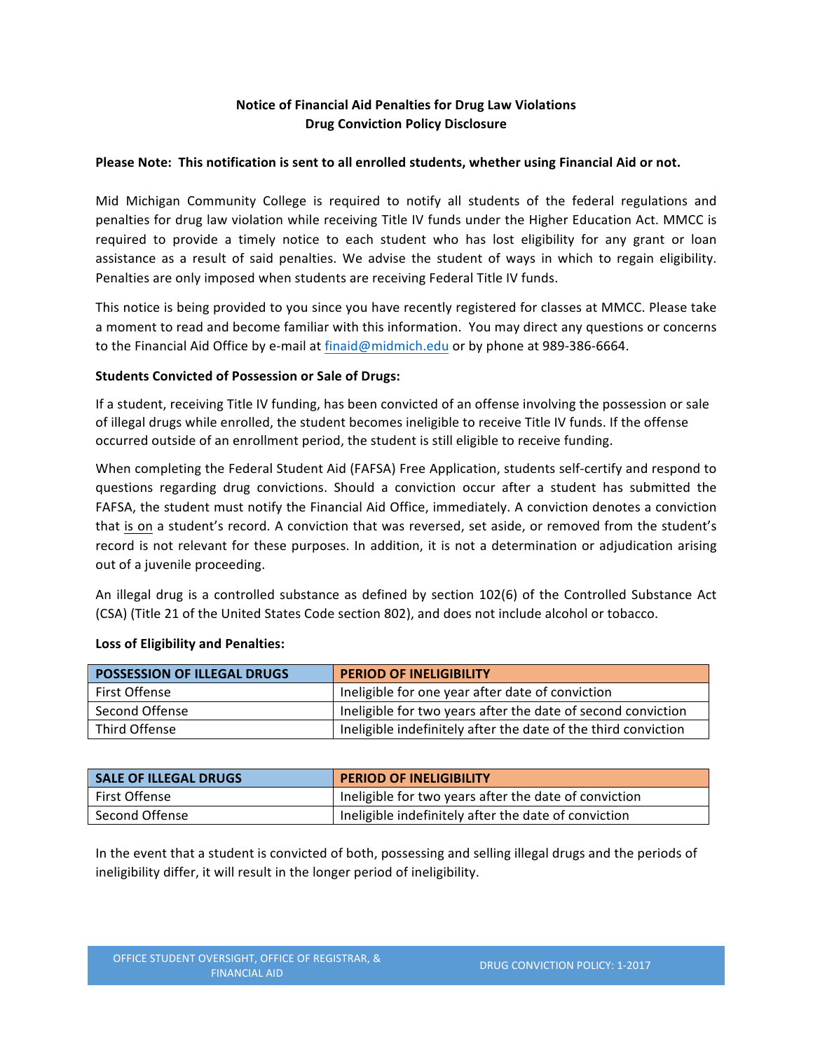**Notice of Financial Aid Penalties for Drug Law Violations**
**Drug Conviction Policy Disclosure**

**Please Note: This notification is sent to all enrolled students, whether using Financial Aid or not.**

Mid Michigan Community College is required to notify all students of the federal regulations and penalties for drug law violation while receiving Title IV funds under the Higher Education Act. MMCC is required to provide a timely notice to each student who has lost eligibility for any grant or loan assistance as a result of said penalties. We advise the student of ways in which to regain eligibility. Penalties are only imposed when students are receiving Federal Title IV funds.

This notice is being provided to you since you have recently registered for classes at MMCC. Please take a moment to read and become familiar with this information. You may direct any questions or concerns to the Financial Aid Office by e-mail at finaid@midmich.edu or by phone at 989-386-6664.

**Students Convicted of Possession or Sale of Drugs:**

If a student, receiving Title IV funding, has been convicted of an offense involving the possession or sale of illegal drugs while enrolled, the student becomes ineligible to receive Title IV funds. If the offense occurred outside of an enrollment period, the student is still eligible to receive funding.

When completing the Federal Student Aid (FAFSA) Free Application, students self-certify and respond to questions regarding drug convictions. Should a conviction occur after a student has submitted the FAFSA, the student must notify the Financial Aid Office, immediately. A conviction denotes a conviction that is on a student's record. A conviction that was reversed, set aside, or removed from the student's record is not relevant for these purposes. In addition, it is not a determination or adjudication arising out of a juvenile proceeding.

An illegal drug is a controlled substance as defined by section 102(6) of the Controlled Substance Act (CSA) (Title 21 of the United States Code section 802), and does not include alcohol or tobacco.

**Loss of Eligibility and Penalties:**

| POSSESSION OF ILLEGAL DRUGS | PERIOD OF INELIGIBILITY |
|---|---|
| First Offense | Ineligible for one year after date of conviction |
| Second Offense | Ineligible for two years after the date of second conviction |
| Third Offense | Ineligible indefinitely after the date of the third conviction |

| SALE OF ILLEGAL DRUGS | PERIOD OF INELIGIBILITY |
|---|---|
| First Offense | Ineligible for two years after the date of conviction |
| Second Offense | Ineligible indefinitely after the date of conviction |

In the event that a student is convicted of both, possessing and selling illegal drugs and the periods of ineligibility differ, it will result in the longer period of ineligibility.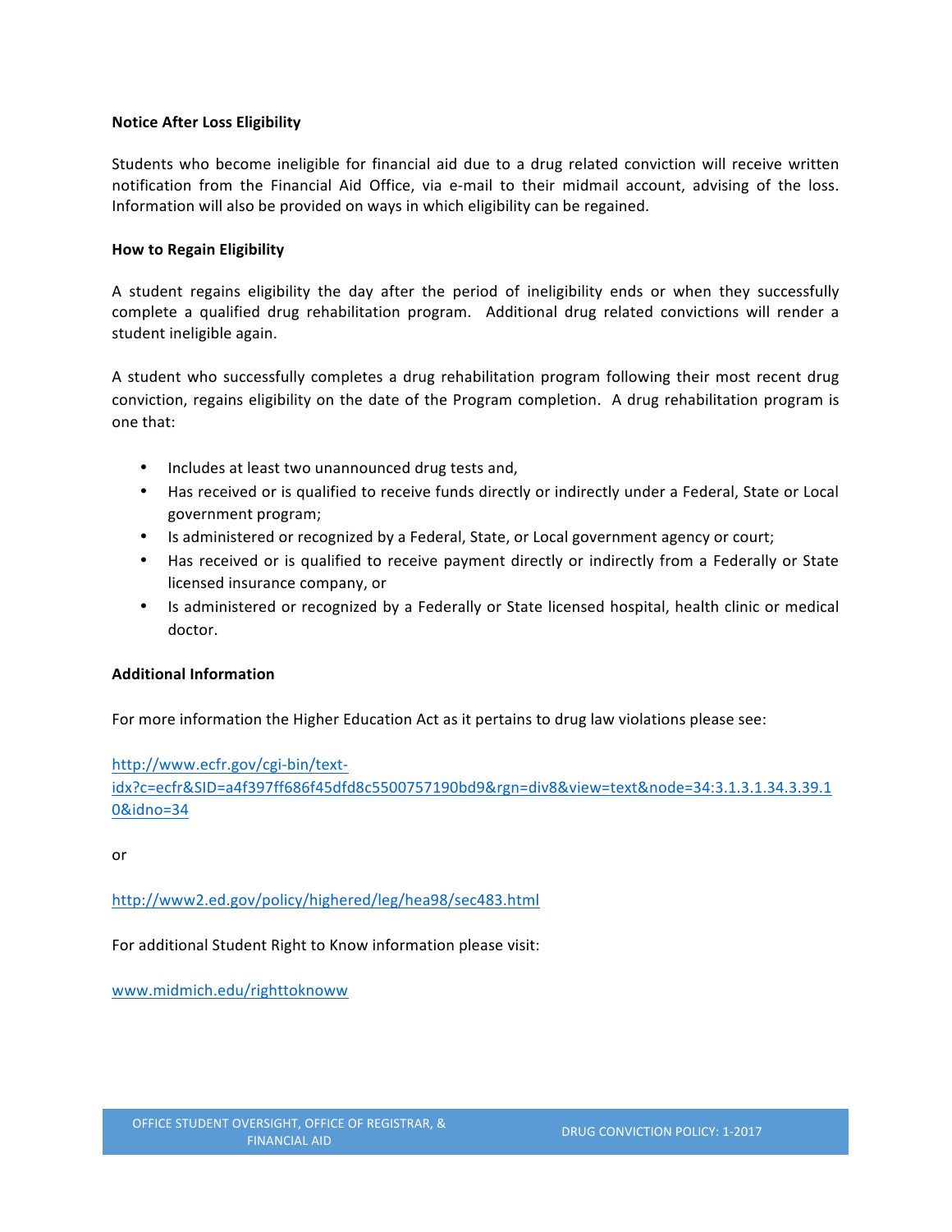**Notice After Loss Eligibility**

Students who become ineligible for financial aid due to a drug related conviction will receive written notification from the Financial Aid Office, via e-mail to their midmail account, advising of the loss. Information will also be provided on ways in which eligibility can be regained.

**How to Regain Eligibility**

A student regains eligibility the day after the period of ineligibility ends or when they successfully complete a qualified drug rehabilitation program. Additional drug related convictions will render a student ineligible again.

A student who successfully completes a drug rehabilitation program following their most recent drug conviction, regains eligibility on the date of the Program completion. A drug rehabilitation program is one that:

- Includes at least two unannounced drug tests and,
- Has received or is qualified to receive funds directly or indirectly under a Federal, State or Local government program;
- Is administered or recognized by a Federal, State, or Local government agency or court;
- Has received or is qualified to receive payment directly or indirectly from a Federally or State licensed insurance company, or
- Is administered or recognized by a Federally or State licensed hospital, health clinic or medical doctor.

**Additional Information**

For more information the Higher Education Act as it pertains to drug law violations please see:

http://www.ecfr.gov/cgi-bin/text-idx?c=ecfr&SID=a4f397ff686f45dfd8c5500757190bd9&rgn=div8&view=text&node=34:3.1.3.1.34.3.39.10&idno=34

or

http://www2.ed.gov/policy/highered/leg/hea98/sec483.html

For additional Student Right to Know information please visit:

www.midmich.edu/righttoknoww